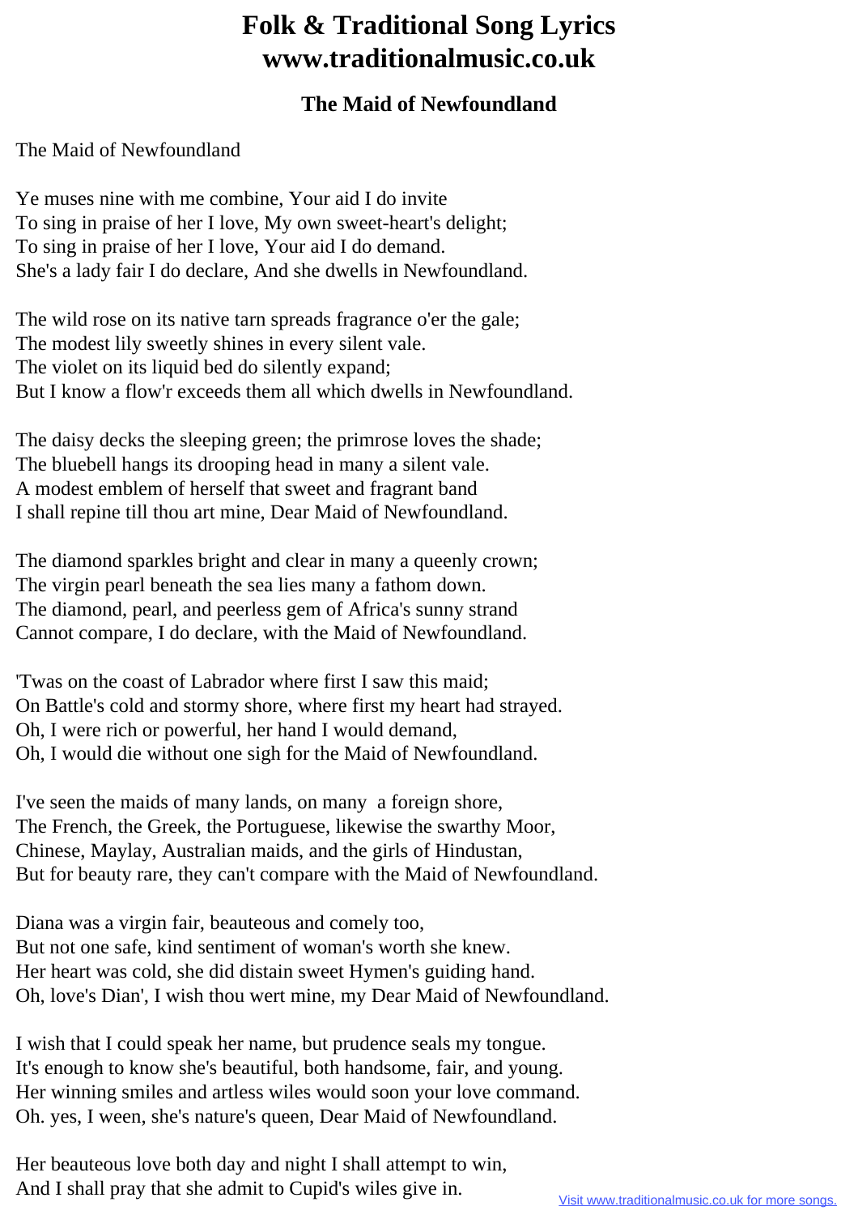# Folk & Traditional Song Lyrics
# www.traditionalmusic.co.uk

## The Maid of Newfoundland

The Maid of Newfoundland

Ye muses nine with me combine, Your aid I do invite
To sing in praise of her I love, My own sweet-heart's delight;
To sing in praise of her I love, Your aid I do demand.
She's a lady fair I do declare, And she dwells in Newfoundland.

The wild rose on its native tarn spreads fragrance o'er the gale;
The modest lily sweetly shines in every silent vale.
The violet on its liquid bed do silently expand;
But I know a flow'r exceeds them all which dwells in Newfoundland.

The daisy decks the sleeping green; the primrose loves the shade;
The bluebell hangs its drooping head in many a silent vale.
A modest emblem of herself that sweet and fragrant band
I shall repine till thou art mine, Dear Maid of Newfoundland.

The diamond sparkles bright and clear in many a queenly crown;
The virgin pearl beneath the sea lies many a fathom down.
The diamond, pearl, and peerless gem of Africa's sunny strand
Cannot compare, I do declare, with the Maid of Newfoundland.

'Twas on the coast of Labrador where first I saw this maid;
On Battle's cold and stormy shore, where first my heart had strayed.
Oh, I were rich or powerful, her hand I would demand,
Oh, I would die without one sigh for the Maid of Newfoundland.

I've seen the maids of many lands, on many a foreign shore,
The French, the Greek, the Portuguese, likewise the swarthy Moor,
Chinese, Maylay, Australian maids, and the girls of Hindustan,
But for beauty rare, they can't compare with the Maid of Newfoundland.

Diana was a virgin fair, beauteous and comely too,
But not one safe, kind sentiment of woman's worth she knew.
Her heart was cold, she did distain sweet Hymen's guiding hand.
Oh, love's Dian', I wish thou wert mine, my Dear Maid of Newfoundland.

I wish that I could speak her name, but prudence seals my tongue.
It's enough to know she's beautiful, both handsome, fair, and young.
Her winning smiles and artless wiles would soon your love command.
Oh. yes, I ween, she's nature's queen, Dear Maid of Newfoundland.

Her beauteous love both day and night I shall attempt to win,
And I shall pray that she admit to Cupid's wiles give in.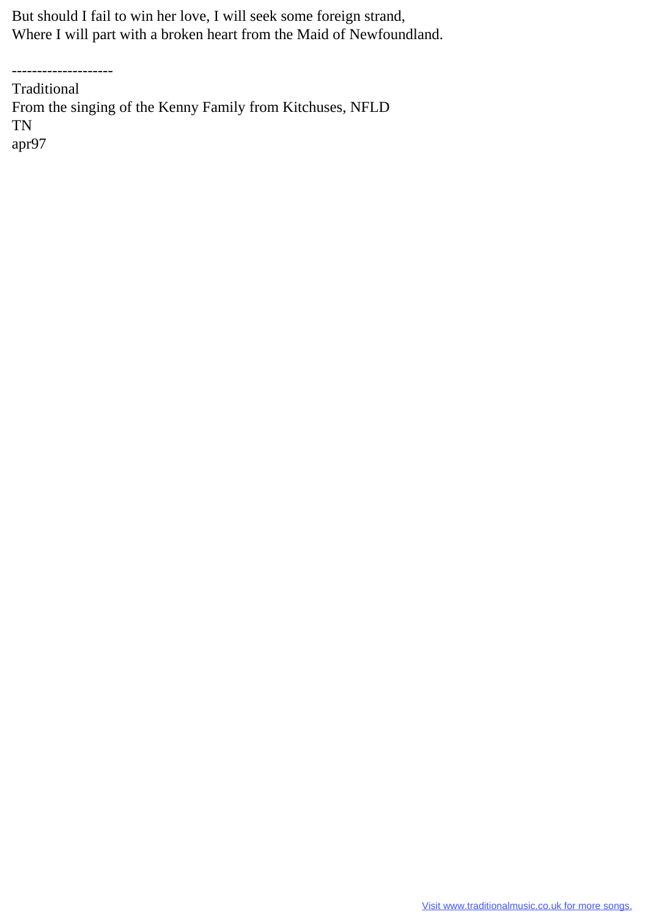But should I fail to win her love, I will seek some foreign strand,
Where I will part with a broken heart from the Maid of Newfoundland.

--------------------
Traditional
From the singing of the Kenny Family from Kitchuses, NFLD
TN
apr97